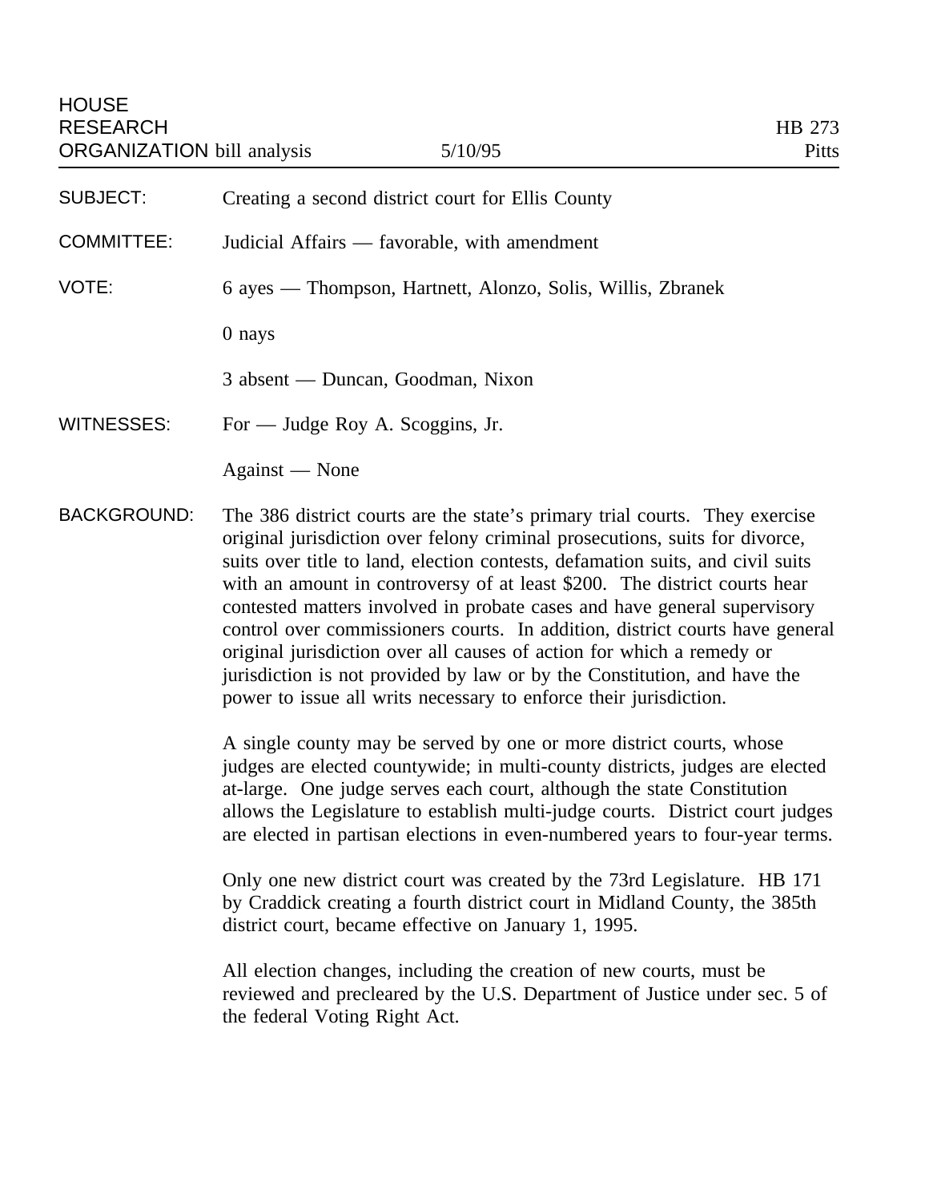HOUSE RESEARCH ORGANIZATION bill analysis — 5/10/95 — HB 273 Pitts

**SUBJECT:** Creating a second district court for Ellis County

**COMMITTEE:** Judicial Affairs — favorable, with amendment

**VOTE:** 6 ayes — Thompson, Hartnett, Alonzo, Solis, Willis, Zbranek

0 nays

3 absent — Duncan, Goodman, Nixon

**WITNESSES:** For — Judge Roy A. Scoggins, Jr.

Against — None

**BACKGROUND:** The 386 district courts are the state's primary trial courts. They exercise original jurisdiction over felony criminal prosecutions, suits for divorce, suits over title to land, election contests, defamation suits, and civil suits with an amount in controversy of at least $200. The district courts hear contested matters involved in probate cases and have general supervisory control over commissioners courts. In addition, district courts have general original jurisdiction over all causes of action for which a remedy or jurisdiction is not provided by law or by the Constitution, and have the power to issue all writs necessary to enforce their jurisdiction.

A single county may be served by one or more district courts, whose judges are elected countywide; in multi-county districts, judges are elected at-large. One judge serves each court, although the state Constitution allows the Legislature to establish multi-judge courts. District court judges are elected in partisan elections in even-numbered years to four-year terms.

Only one new district court was created by the 73rd Legislature. HB 171 by Craddick creating a fourth district court in Midland County, the 385th district court, became effective on January 1, 1995.

All election changes, including the creation of new courts, must be reviewed and precleared by the U.S. Department of Justice under sec. 5 of the federal Voting Right Act.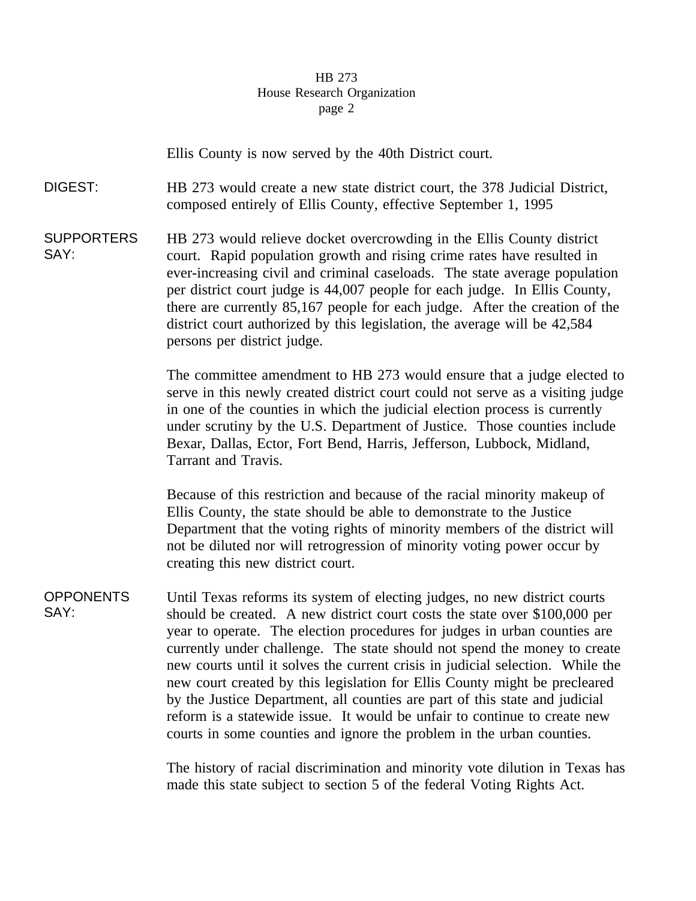Ellis County is now served by the 40th District court.

**DIGEST:** HB 273 would create a new state district court, the 378 Judicial District, composed entirely of Ellis County, effective September 1, 1995

**SUPPORTERS SAY:** HB 273 would relieve docket overcrowding in the Ellis County district court. Rapid population growth and rising crime rates have resulted in ever-increasing civil and criminal caseloads. The state average population per district court judge is 44,007 people for each judge. In Ellis County, there are currently 85,167 people for each judge. After the creation of the district court authorized by this legislation, the average will be 42,584 persons per district judge.

The committee amendment to HB 273 would ensure that a judge elected to serve in this newly created district court could not serve as a visiting judge in one of the counties in which the judicial election process is currently under scrutiny by the U.S. Department of Justice. Those counties include Bexar, Dallas, Ector, Fort Bend, Harris, Jefferson, Lubbock, Midland, Tarrant and Travis.

Because of this restriction and because of the racial minority makeup of Ellis County, the state should be able to demonstrate to the Justice Department that the voting rights of minority members of the district will not be diluted nor will retrogression of minority voting power occur by creating this new district court.

**OPPONENTS SAY:** Until Texas reforms its system of electing judges, no new district courts should be created. A new district court costs the state over $100,000 per year to operate. The election procedures for judges in urban counties are currently under challenge. The state should not spend the money to create new courts until it solves the current crisis in judicial selection. While the new court created by this legislation for Ellis County might be precleared by the Justice Department, all counties are part of this state and judicial reform is a statewide issue. It would be unfair to continue to create new courts in some counties and ignore the problem in the urban counties.

The history of racial discrimination and minority vote dilution in Texas has made this state subject to section 5 of the federal Voting Rights Act.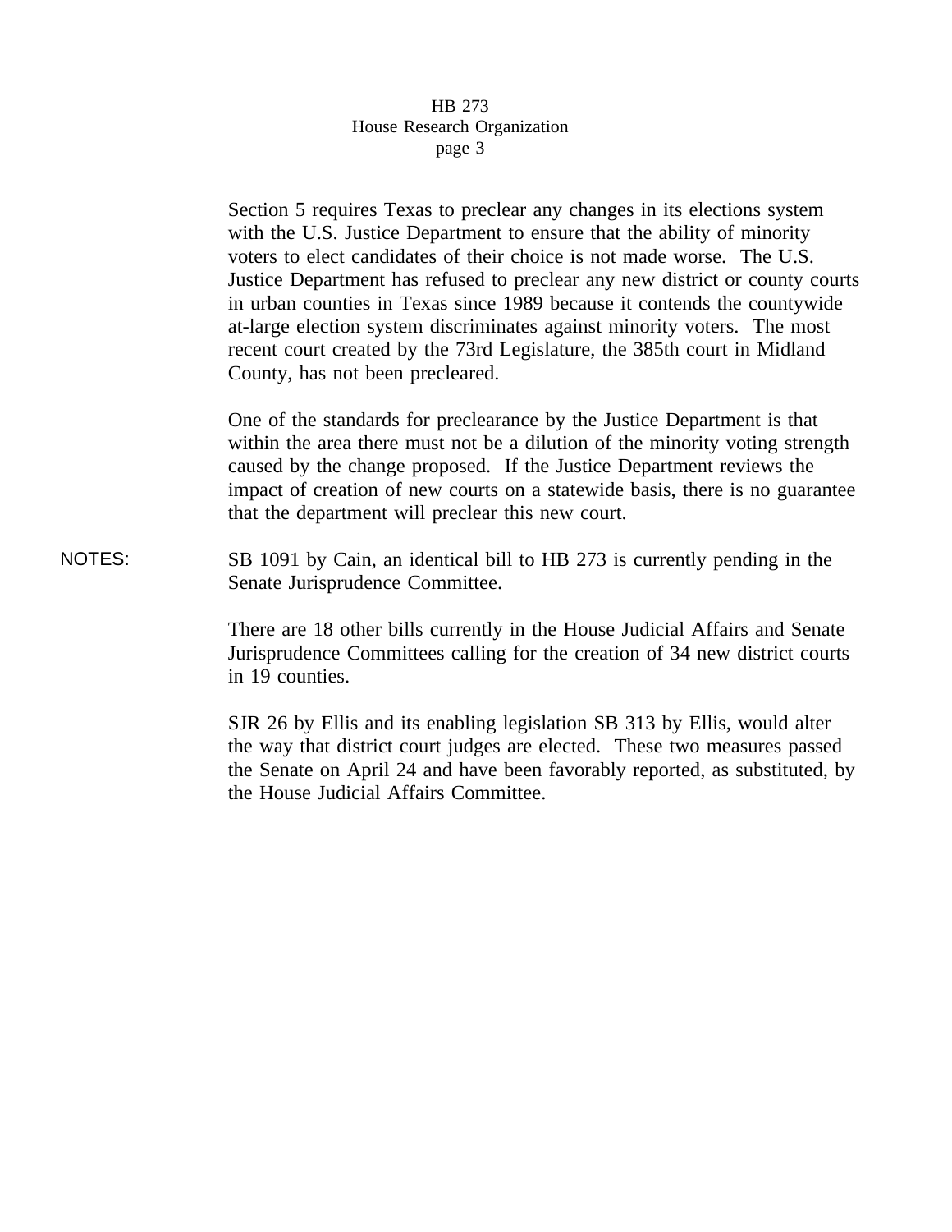Section 5 requires Texas to preclear any changes in its elections system with the U.S. Justice Department to ensure that the ability of minority voters to elect candidates of their choice is not made worse. The U.S. Justice Department has refused to preclear any new district or county courts in urban counties in Texas since 1989 because it contends the countywide at-large election system discriminates against minority voters. The most recent court created by the 73rd Legislature, the 385th court in Midland County, has not been precleared.

One of the standards for preclearance by the Justice Department is that within the area there must not be a dilution of the minority voting strength caused by the change proposed. If the Justice Department reviews the impact of creation of new courts on a statewide basis, there is no guarantee that the department will preclear this new court.

NOTES: SB 1091 by Cain, an identical bill to HB 273 is currently pending in the Senate Jurisprudence Committee.

There are 18 other bills currently in the House Judicial Affairs and Senate Jurisprudence Committees calling for the creation of 34 new district courts in 19 counties.

SJR 26 by Ellis and its enabling legislation SB 313 by Ellis, would alter the way that district court judges are elected. These two measures passed the Senate on April 24 and have been favorably reported, as substituted, by the House Judicial Affairs Committee.